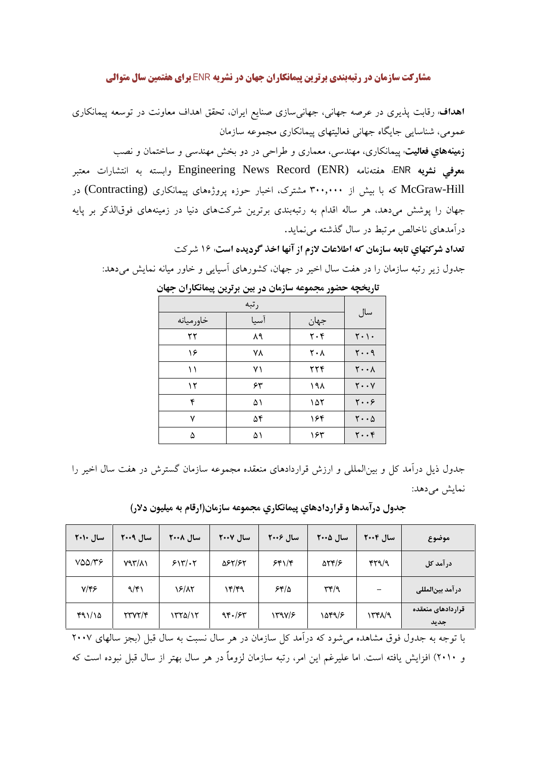## مشارکت سازمان در رتبه‌بندی برترین پیمانکاران جهان در نشریه ENR برای هفتمین سال متوالی

**اهداف**: رقابت پذیری در عرصه جهانی، جهانی‌سازی صنایع ایران، تحقق اهداف معاونت در توسعه پیمانکاری عمومی، شناسایی جایگاه جهانی فعالیتهای پیمانکاری مجموعه سازمان

**زمینه‌هاي فعاليت**: پیمانکاری، مهندسی، معماری و طراحی در دو بخش مهندسی و ساختمان و نصب

**معرفي نشريه** ENR: هفته‌نامه Engineering News Record (ENR) وابسته به انتشارات معتبر McGraw-Hill که با بیش از ۳۰۰,۰۰۰ مشترک، اخبار حوزه پروژه‌های پیمانکاری (Contracting) در جهان را پوشش می‌دهد، هر ساله اقدام به رتبه‌بندی برترین شرکت‌های دنیا در زمینه‌های فوق‌الذکر بر پایه درآمدهای ناخالص مرتبط در سال گذشته می‌نماید.

**تعداد شرکتهاي تابعه سازمان که اطلاعات لازم از آنها اخذ گرديده است**: ۱۶ شرکت

جدول زیر رتبه سازمان را در هفت سال اخیر در جهان، کشورهای آسیایی و خاور میانه نمایش می‌دهد:

**تاریخچه حضور مجموعه سازمان در بین برترین پیمانکاران جهان**

| سال | رتبه | | |
|---|---|---|---|
| | جهان | آسیا | خاورمیانه |
| ۲۰۱۰ | ۲۰۴ | ۸۹ | ۲۲ |
| ۲۰۰۹ | ۲۰۸ | ۷۸ | ۱۶ |
| ۲۰۰۸ | ۲۲۴ | ۷۱ | ۱۱ |
| ۲۰۰۷ | ۱۹۸ | ۶۳ | ۱۲ |
| ۲۰۰۶ | ۱۵۲ | ۵۱ | ۴ |
| ۲۰۰۵ | ۱۶۴ | ۵۴ | ۷ |
| ۲۰۰۴ | ۱۶۳ | ۵۱ | ۵ |

جدول ذیل درآمد کل و بین‌المللی و ارزش قراردادهای منعقده مجموعه سازمان گسترش در هفت سال اخیر را نمایش می‌دهد:

**جدول درآمدها و قراردادهاي پیمانکاري مجموعه سازمان(ارقام به میلیون دلار)**

| موضوع | سال ۲۰۰۴ | سال ۲۰۰۵ | سال ۲۰۰۶ | سال ۲۰۰۷ | سال ۲۰۰۸ | سال ۲۰۰۹ | سال ۲۰۱۰ |
|---|---|---|---|---|---|---|---|
| درآمد کل | ۴۲۹/۹ | ۵۲۴/۶ | ۶۴۱/۴ | ۵۶۲/۶۲ | ۶۱۳/۰۲ | ۷۹۳/۸۱ | ۷۵۵/۳۶ |
| درآمد بین‌المللی | – | ۳۴/۹ | ۶۴/۵ | ۱۴/۴۹ | ۱۶/۸۲ | ۹/۴۱ | ۷/۴۶ |
| قراردادهای منعقده جدید | ۱۳۴۸/۹ | ۱۵۴۹/۶ | ۱۳۹۷/۶ | ۹۴۰/۶۳ | ۱۳۲۵/۱۲ | ۲۳۷۲/۴ | ۴۹۱/۱۵ |

با توجه به جدول فوق مشاهده می‌شود که درآمد کل سازمان در هر سال نسبت به سال قبل (بجز سالهای ۲۰۰۷ و ۲۰۱۰) افزایش یافته است. اما علیرغم این امر، رتبه سازمان لزوماً در هر سال بهتر از سال قبل نبوده است که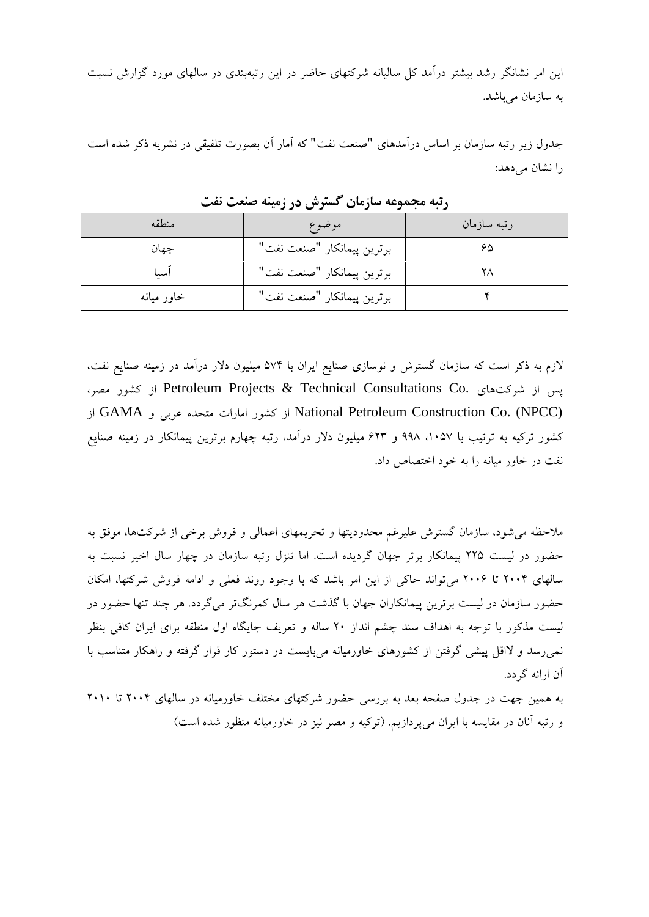این امر نشانگر رشد بیشتر درآمد کل سالیانه شرکتهای حاضر در این رتبه‌بندی در سالهای مورد گزارش نسبت به سازمان می‌باشد.

جدول زیر رتبه سازمان بر اساس درآمدهای "صنعت نفت" که آمار آن بصورت تلفیقی در نشریه ذکر شده است را نشان می‌دهد:

**رتبه مجموعه سازمان گسترش در زمینه صنعت نفت**

| منطقه | موضوع | رتبه سازمان |
|---|---|---|
| جهان | برترین پیمانکار "صنعت نفت" | ۶۵ |
| آسیا | برترین پیمانکار "صنعت نفت" | ۲۸ |
| خاور میانه | برترین پیمانکار "صنعت نفت" | ۴ |

لازم به ذکر است که سازمان گسترش و نوسازی صنایع ایران با ۵۷۴ میلیون دلار درآمد در زمینه صنایع نفت، پس از شرکت‌های Petroleum Projects & Technical Consultations Co. از کشور مصر، National Petroleum Construction Co. (NPCC) از کشور امارات متحده عربی و GAMA از کشور ترکیه به ترتیب با ۱۰۵۷، ۹۹۸ و ۶۲۳ میلیون دلار درآمد، رتبه چهارم برترین پیمانکار در زمینه صنایع نفت در خاور میانه را به خود اختصاص داد.

ملاحظه می‌شود، سازمان گسترش علیرغم محدودیتها و تحریمهای اعمالی و فروش برخی از شرکت‌ها، موفق به حضور در لیست ۲۲۵ پیمانکار برتر جهان گردیده است. اما تنزل رتبه سازمان در چهار سال اخیر نسبت به سالهای ۲۰۰۴ تا ۲۰۰۶ می‌تواند حاکی از این امر باشد که با وجود روند فعلی و ادامه فروش شرکتها، امکان حضور سازمان در لیست برترین پیمانکاران جهان با گذشت هر سال کمرنگ‌تر می‌گردد. هر چند تنها حضور در لیست مذکور با توجه به اهداف سند چشم انداز ۲۰ ساله و تعریف جایگاه اول منطقه برای ایران کافی بنظر نمی‌رسد و لااقل پیشی گرفتن از کشورهای خاورمیانه می‌بایست در دستور کار قرار گرفته و راهکار متناسب با آن ارائه گردد.

به همین جهت در جدول صفحه بعد به بررسی حضور شرکتهای مختلف خاورمیانه در سالهای ۲۰۰۴ تا ۲۰۱۰ و رتبه آنان در مقایسه با ایران می‌پردازیم. (ترکیه و مصر نیز در خاورمیانه منظور شده است)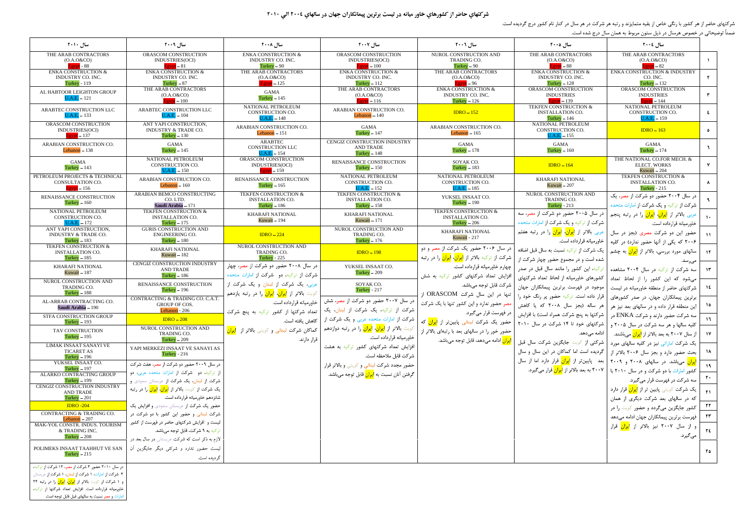# شرکتهاي حاضر از کشورهاي خاور میانه در لیست برترین پیمانکاران جهان در سالهاي ۲۰۰٤ الي ۲۰۱۰

شرکتهای حاضر از هر کشور با رنگی خاص از بقیه متمایزند و رتبه هر شرکت در هر سال در کنار نام کشور درج گردیده است.

ضمناً توضیحاتی در خصوص هرسال در ذیل ستون مربوط به همان سال درج شده است.

| ردیف | سال ۲۰۰٤ | سال ۲۰۰۵ | سال ۲۰۰۶ | سال ۲۰۰۷ | سال ۲۰۰۸ | سال ۲۰۰۹ | سال ۲۰۱۰ |
|---|---|---|---|---|---|---|---|
| ۱ | THE ARAB CONTRACTORS (O.A.O&CO) Egypt – 82 | THE ARAB CONTRACTORS (O.A.O&CO) Egypt – 88 | NUROL CONSTRUCTION AND TRADING CO. Turkey – 90 | ORASCOM CONSTRUCTION INDUSTRIES(OCI) Egypt – 100 | ENKA CONSTRUCTION & INDUSTRY CO. INC. Turkey – 90 | ORASCOM CONSTRUCTION INDUSTRIES(OCI) Egypt – 81 | THE ARAB CONTRACTORS (O.A.O&CO) Egypt - 88 |
| ۲ | ENKA CONSTRUCTION & INDUSTRY CO. INC. Turkey – 132 | ENKA CONSTRUCTION & INDUSTRY CO. INC. Turkey – 128 | THE ARAB CONTRACTORS (O.A.O&CO) Egypt – 96 | ENKA CONSTRUCTION & INDUSTRY CO. INC. Turkey – 112 | THE ARAB CONTRACTORS (O.A.O&CO) Egypt – 125 | ENKA CONSTRUCTION & INDUSTRY CO. INC. Turkey – 87 | ENKA CONSTRUCTION & INDUSTRY CO. INC. Turkey - 119 |
| ۳ | ORASCOM CONSTRUCTION INDUSTRIES Egypt – 144 | ORASCOM CONSTRUCTION INDUSTRIES Egypt – 139 | ENKA CONSTRUCTION & INDUSTRY CO. INC. Turkey – 126 | THE ARAB CONTRACTORS (O.A.O&CO) Egypt – 116 | GAMA Turkey – 145 | THE ARAB CONTRACTORS (O.A.O&CO) Egypt – 100 | AL HABTOOR LEIGHTON GROUP U.A.E – 121 |
| ٤ | NATIONAL PETROLEUM CONSTRUCTION CO. U.A.E – 159 | TEKFEN CONSTRUCTION & INSTALLATION CO. Turkey – 146 | IDRO – 152 | ARABIAN CONSTRUCTION CO. Lebanon – 140 | NATIONAL PETROLEUM CONSTRUCTION CO. U.A.E – 148 | ARABTEC CONSTRUCTION LLC U.A.E – 104 | ARABTEC CONSTRUCTION LLC U.A.E – 133 |
| ۵ | IDRO – 163 | NATIONAL PETROLEUM CONSTRUCTION CO. U.A.E – 155 | ARABIAN CONSTRUCTION CO. Lebanon – 165 | GAMA Turkey – 147 | ARABIAN CONSTRUCTION CO. Lebanon – 151 | ANT YAPI CONSTRUCTION, INDUSTRY & TRADE CO. Turkey – 130 | ORASCOM CONSTRUCTION INDUSTRIES(OCI) Egypt – 137 |
| ٦ | GAMA Turkey – 174 | GAMA Turkey – 160 | GAMA Turkey – 178 | CENGIZ CONSTRUCTION INDUSTRY AND TRADE Turkey – 148 | ARABTEC CONSTRUCTION LLC U.A.E – 154 | GAMA Turkey – 145 | ARABIAN CONSTRUCTION CO. Lebanon – 138 |
| ۷ | THE NATIONAL CO.FOR MECH. & ELECT. WORKS Kuwait – 204 | IDRO – 164 | SOYAK CO. Turkey – 183 | RENAISSANCE CONSTRUCTION Turkey – 150 | ORASCOM CONSTRUCTION INDUSTRIES(OCI) Egypt – 159 | NATIONAL PETROLEUM CONSTRUCTION CO. U.A.E – 150 | GAMA Turkey – 143 |
| ۸ | TEKFEN CONSTRUCTION & INSTALLATION CO. Turkey - 215 | KHARAFI NATIONAL Kuwait – 207 | NATIONAL PETROLEUM CONSTRUCTION CO. U.A.E – 185 | NATIONAL PETROLEUM CONSTRUCTION CO. U.A.E – 152 | RENAISSANCE CONSTRUCTION Turkey – 165 | ARABIAN CONSTRUCTION CO. Lebanon – 160 | PETROLEUM PROJECTS & TECHNICAL CONSULTATION CO. Egypt – 156 |
| ۹ | در سال ۲۰۰٤ حضور دو شرکت از مصر، یک شرکت از ترکیه و یک شرکت از امارات متحده عربی بالاتر از ایران، ایران را در رتبه پنجم خاورمیانه قرارداده است. حضور این دو شرکت مصری (بجز در سال ۲۰۰۶ که یکی از آنها حضور ندارد) در کلیه سالهای مورد بررسی، بالاتر از ایران به چشم می‌رسد. سه شرکت از ترکیه در سال ۲۰۰٤ مشاهده می‌شود که این کشور را از لحاظ تعداد شرکتهای حاضر از منطقه خاورمیانه در لیست برترین پیمانکاران جهان، در صدر کشورهای این منطقه قرار داده و در سالهای بعد نیز هر سه شرکت حضور دارند و شرکت ENKA در کلیه سالها و هر سه شرکت در سال ۲۰۰۵ و از سال ۲۰۰۷ به بعد بالاتر از ایران می‌باشند. یک شرکت اماراتی نیز در کلیه سالهای مورد بحث حضور دارد و بجز سال ۲۰۰۶ بالاتر از ایران می‌باشد. در سالهای ۲۰۰۸ و ۲۰۰۹ کشور امارات با دو شرکت و در سال ۲۰۱۰ با سه شرکت در فهرست قرار می‌گیرد. یک شرکت کویتی پایین تر از ایران قرار دارد که در سالهای بعد شرکت دیگری از همان کشور جایگزین می‌گردد و حضور کویت را در فهرست برترین پیمانکاران جهان ادامه می‌دهد و از سال ۲۰۰۷ نیز بالاتر از ایران قرار می‌گیرد. | NUROL CONSTRUCTION AND TRADING CO. Turkey - 213 | YUKSEL INSAAT CO. Turkey – 190 | TEKFEN CONSTRUCTION & INSTALLATION CO. Turkey – 158 | TEKFEN CONSTRUCTION & INSTALLATION CO. Turkey – 186 | ARABIAN BEMCO CONSTRUCTING CO. LTD. Saudi Arabia – 171 | RENAISSANCE CONSTRUCTION Turkey – 160 |
| ۱۰ | | در سال ۲۰۰۵ حضور دو شرکت از مصر، سه شرکت از ترکیه و یک شرکت از امارات متحده عربی بالاتر از ایران، ایران را در رتبه هفتم خاورمیانه قرارداده است. یک شرکت از ترکیه نسبت به سال قبل اضافه شده است و در مجموع حضور چهار شرکت از ترکیه، این کشور را مانند سال قبل در صدر کشورهای خاورمیانه از لحاظ تعداد شرکتهای موجود در فهرست برترین پیمانکاران جهان قرار داده است. ترکیه حضور پر رنگ خود را هر ساله (بجز سال ۲۰۰۸ که با کاهش شرکتها به پنج شرکت همراه است) با افزایش شرکتهای خود تا ۱٤ شرکت در سال ۲۰۱۰ ادامه می‌دهد. شرکتی از کویت جایگزین شرکت سال قبل گردیده است اما کماکان در این سال و سال بعد پایین‌تر از ایران قرار دارد اما از سال ۲۰۰۷ به بعد بالاتر از ایران قرار می‌گیرد. | TEKFEN CONSTRUCTION & INSTALLATION CO. Turkey – 206 | KHARAFI NATIONAL Kuwait – 171 | KHARAFI NATIONAL Kuwait – 194 | TEKFEN CONSTRUCTION & INSTALLATION CO. Turkey – 175 | NATIONAL PETROLEUM CONSTRUCTION CO. U.A.E – 172 |
| ۱۱ | | | KHARAFI NATIONAL Kuwait - 217 | NUROL CONSTRUCTION AND TRADING CO. Turkey – 176 | IDRO – 224 | GURIS CONSTRUCTION AND ENGINEERING CO. Turkey – 180 | ANT YAPI CONSTRUCTION, INDUSTRY & TRADE CO. Turkey – 183 |
| ۱۲ | | | در سال ۲۰۰۶ حضور یک شرکت از مصر و دو شرکت از ترکیه بالاتر از ایران، ایران را در رتبه چهارم خاورمیانه قرارداده است. افزایش تعداد شرکتهای کشور ترکیه به شش شرکت قابل توجه می‌باشد. تنها در این سال شرکت ORASCOM از مصر حضور ندارد و این کشور تنها با یک شرکت در فهرست قرار می‌گیرد. حضور یک شرکت لبنانی پایین‌تر از ایران که حضور خود را در سالهای بعد با رتبه‌ای بالاتر از ایران ادامه می‌دهد، قابل توجه می‌باشد. | IDRO – 198 | NUROL CONSTRUCTION AND TRADING CO. Turkey - 225 | KHARAFI NATIONAL Kuwait – 182 | TEKFEN CONSTRUCTION & INSTALLATION CO. Turkey – 185 |
| ۱۳ | | | | YUKSEL INSAAT CO. Turkey – 209 | در سال ۲۰۰۸ حضور دو شرکت از مصر، چهار شرکت از ترکیه، دو شرکت از امارات متحده عربی، یک شرکت از لبنان و یک شرکت از کویت بالاتر از ایران، ایران را در رتبه یازدهم خاورمیانه قرارداده است. تعداد شرکتها از کشور ترکیه به پنج شرکت کاهش یافته است. کماکان شرکت لبنانی و کویتی بالاتر از ایران قرار دارند. | CENGIZ CONSTRUCTION INDUSTRY AND TRADE Turkey – 186 | KHARAFI NATIONAL Kuwait – 187 |
| ۱٤ | | | | SOYAK CO. Turkey - 217 | | RENAISSANCE CONSTRUCTION Turkey – 196 | NUROL CONSTRUCTION AND TRADING CO. Turkey – 188 |
| ۱۵ | | | | در سال ۲۰۰۷ حضور دو شرکت از مصر، شش شرکت از ترکیه، یک شرکت از لبنان، یک شرکت از امارات متحده عربی و یک شرکت از کویت بالاتر از ایران، ایران را در رتبه دوازدهم خاورمیانه قرارداده است. افزایش تعداد شرکتهای کشور ترکیه به هشت شرکت قابل ملاحظه است. حضور مجدد شرکت لبنانی و کویتی و بالاتر قرار گرفتن آنان نسبت به ایران قابل توجه می‌باشد. | | CONTRACTING & TRADING CO. C.A.T. GROUP OF COS. Lebanon - 206 | AL-ARRAB CONTRACTING CO. Saudi Arabia – 190 |
| ۱٦ | | | | | | IDRO – 208 | STFA CONSTRUCTION GROUP Turkey – 193 |
| ۱۷ | | | | | | NUROL CONSTRUCTION AND TRADING CO. Turkey – 209 | TAV CONSTRUCTION Turkey – 195 |
| ۱۸ | | | | | | YAPI MERKEZI INSAAT VE SANAYI AS Turkey - 216 | LIMAK INSAAT SANAYI VE TICARET AS Turkey – 196 |
| ۱۹ | | | | | | در سال ۲۰۰۹ حضور دو شرکت از مصر، هفت شرکت از ترکیه، دو شرکت از امارات متحده عربی، دو شرکت از لبنان، یک شرکت از عربستان سعودی و یک شرکت از کویت بالاتر از ایران، ایران را در رتبه شانزدهم خاورمیانه قرارداده است. حضور یک شرکت از عربستان سعودی و افزایش یک شرکت لبنانی و حضور این کشور با دو شرکت در لیست و افزایش شرکتهای حاضر در فهرست از کشور ترکیه به ۹ شرکت، قابل توجه می‌باشد. لازم به ذکر است که شرکت عربستانی در سال بعد در لیست حضور ندارد و شرکتی دیگر جایگزین آن گردیده است. | YUKSEL INSAAT CO. Turkey – 197 |
| ۲۰ | | | | | | | ALARKO CONTRACTING GROUP Turkey – 199 |
| ۲۱ | | | | | | | CENGIZ CONSTRUCTION INDUSTRY AND TRADE Turkey – 201 |
| ۲۲ | | | | | | | IDRO -204 |
| ۲۳ | | | | | | | CONTRACTING & TRADING CO. Lebanon – 207 |
| ۲٤ | | | | | | | MAK-YOL CONSTR. INDUS. TOURISM & TRADING INC. Turkey – 208 |
| ۲۵ | | | | | | | POLIMEKS INSAAT TAAHHUT VE SAN Turkey – 215 |
| | | | | | | | در سال ۲۰۱۰ حضور ۳ شرکت از مصر، ۱۲ شرکت از ترکیه، ۳ شرکت از امارات، ۱ شرکت از لبنان، ۱ شرکت از عربستان و ۱ شرکت از کویت بالاتر از ایران، ایران را در رتبه ۲۲ خاورمیانه قرارداده است. افزایش تعداد شرکتها از ترکیه، امارات و مصر نسبت به سالهای قبل قابل توجه است. |